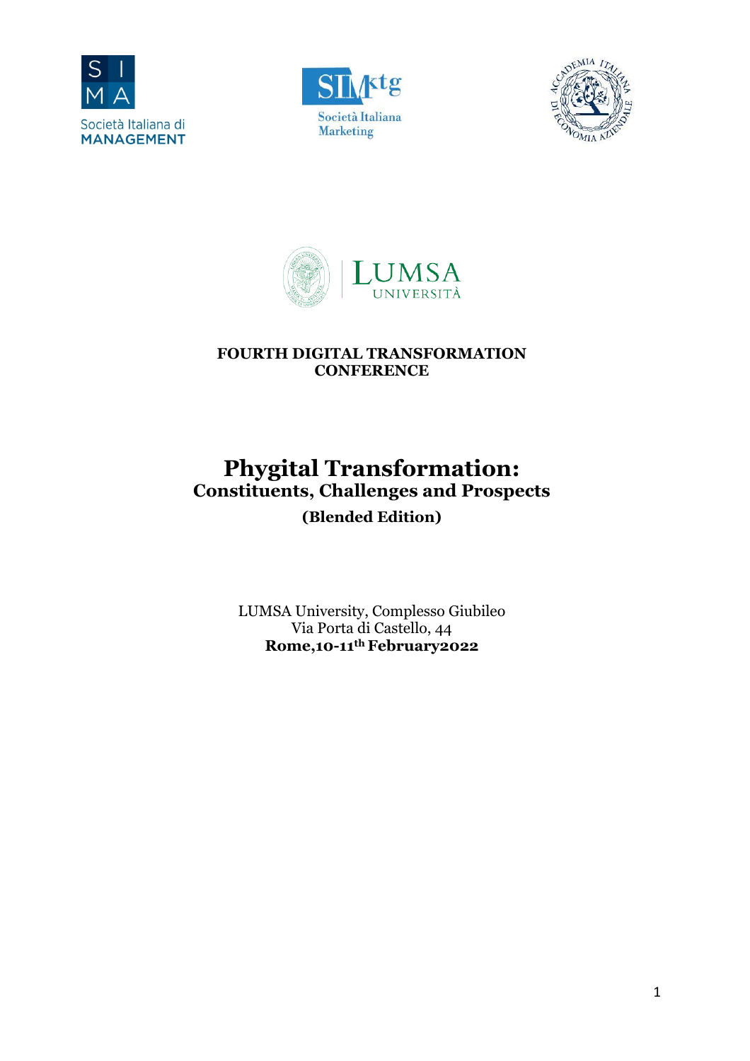Società Italiana di MANAGEMENT

Società Italiana Marketing

**FOURTH DIGITAL TRANSFORMATION CONFERENCE**

# Phygital Transformation:

## Constituents, Challenges and Prospects

**(Blended Edition)**

LUMSA University, Complesso Giubileo
Via Porta di Castello, 44
**Rome,10-11th February2022**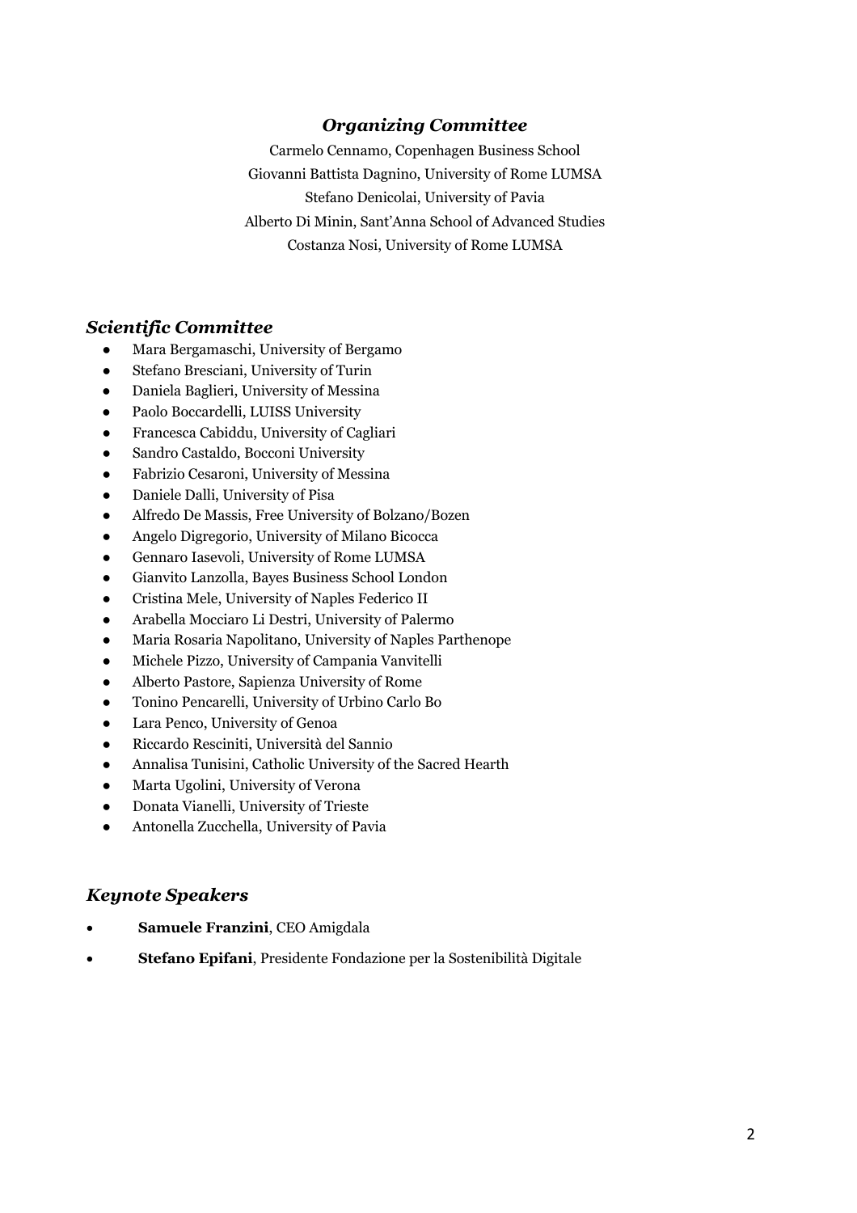### *Organizing Committee*

Carmelo Cennamo, Copenhagen Business School
Giovanni Battista Dagnino, University of Rome LUMSA
Stefano Denicolai, University of Pavia
Alberto Di Minin, Sant'Anna School of Advanced Studies
Costanza Nosi, University of Rome LUMSA

### *Scientific Committee*

- Mara Bergamaschi, University of Bergamo
- Stefano Bresciani, University of Turin
- Daniela Baglieri, University of Messina
- Paolo Boccardelli, LUISS University
- Francesca Cabiddu, University of Cagliari
- Sandro Castaldo, Bocconi University
- Fabrizio Cesaroni, University of Messina
- Daniele Dalli, University of Pisa
- Alfredo De Massis, Free University of Bolzano/Bozen
- Angelo Digregorio, University of Milano Bicocca
- Gennaro Iasevoli, University of Rome LUMSA
- Gianvito Lanzolla, Bayes Business School London
- Cristina Mele, University of Naples Federico II
- Arabella Mocciaro Li Destri, University of Palermo
- Maria Rosaria Napolitano, University of Naples Parthenope
- Michele Pizzo, University of Campania Vanvitelli
- Alberto Pastore, Sapienza University of Rome
- Tonino Pencarelli, University of Urbino Carlo Bo
- Lara Penco, University of Genoa
- Riccardo Resciniti, Università del Sannio
- Annalisa Tunisini, Catholic University of the Sacred Hearth
- Marta Ugolini, University of Verona
- Donata Vianelli, University of Trieste
- Antonella Zucchella, University of Pavia

### *Keynote Speakers*

- **Samuele Franzini**, CEO Amigdala
- **Stefano Epifani**, Presidente Fondazione per la Sostenibilità Digitale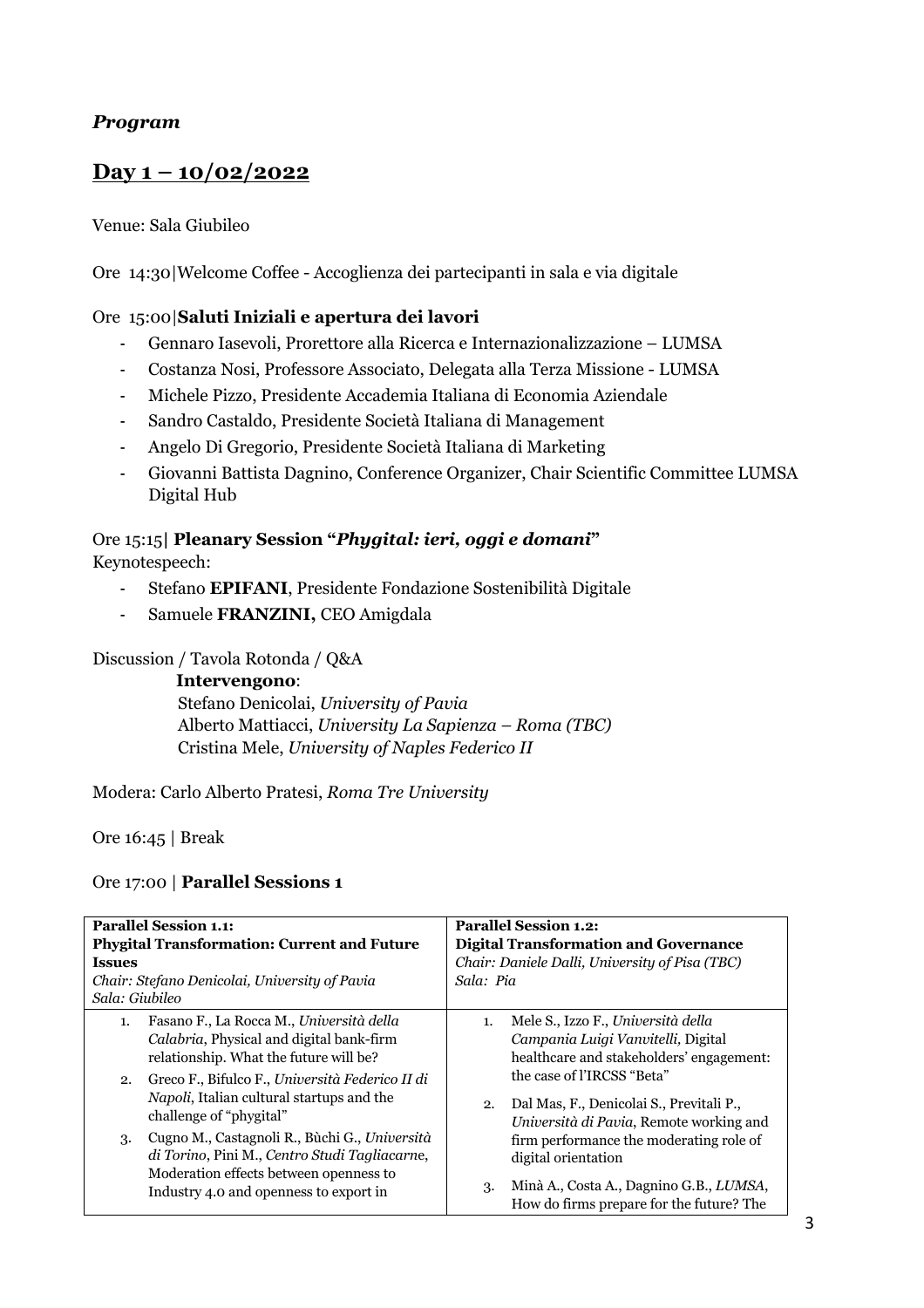## *Program*

## Day 1 – 10/02/2022

Venue: Sala Giubileo

Ore 14:30|Welcome Coffee - Accoglienza dei partecipanti in sala e via digitale

Ore 15:00|**Saluti Iniziali e apertura dei lavori**

- Gennaro Iasevoli, Prorettore alla Ricerca e Internazionalizzazione – LUMSA
- Costanza Nosi, Professore Associato, Delegata alla Terza Missione - LUMSA
- Michele Pizzo, Presidente Accademia Italiana di Economia Aziendale
- Sandro Castaldo, Presidente Società Italiana di Management
- Angelo Di Gregorio, Presidente Società Italiana di Marketing
- Giovanni Battista Dagnino, Conference Organizer, Chair Scientific Committee LUMSA Digital Hub

Ore 15:15| **Pleanary Session "*Phygital: ieri, oggi e domani*"**
Keynotespeech:

- Stefano **EPIFANI**, Presidente Fondazione Sostenibilità Digitale
- Samuele **FRANZINI,** CEO Amigdala

Discussion / Tavola Rotonda / Q&A

**Intervengono**:
Stefano Denicolai, *University of Pavia*
Alberto Mattiacci, *University La Sapienza – Roma (TBC)*
Cristina Mele, *University of Naples Federico II*

Modera: Carlo Alberto Pratesi, *Roma Tre University*

Ore 16:45 | Break

Ore 17:00 | **Parallel Sessions 1**

| **Parallel Session 1.1:**<br>**Phygital Transformation: Current and Future Issues**<br>*Chair: Stefano Denicolai, University of Pavia*<br>*Sala: Giubileo* | **Parallel Session 1.2:**<br>**Digital Transformation and Governance**<br>*Chair: Daniele Dalli, University of Pisa (TBC)*<br>*Sala: Pia* |
|---|---|
| 1. Fasano F., La Rocca M., *Università della Calabria*, Physical and digital bank-firm relationship. What the future will be?<br>2. Greco F., Bifulco F., *Università Federico II di Napoli*, Italian cultural startups and the challenge of "phygital"<br>3. Cugno M., Castagnoli R., Bùchi G., *Università di Torino*, Pini M., *Centro Studi Tagliacarne*, Moderation effects between openness to Industry 4.0 and openness to export in | 1. Mele S., Izzo F., *Università della Campania Luigi Vanvitelli,* Digital healthcare and stakeholders' engagement: the case of l'IRCSS "Beta"<br>2. Dal Mas, F., Denicolai S., Previtali P., *Università di Pavia*, Remote working and firm performance the moderating role of digital orientation<br>3. Minà A., Costa A., Dagnino G.B., *LUMSA*, How do firms prepare for the future? The |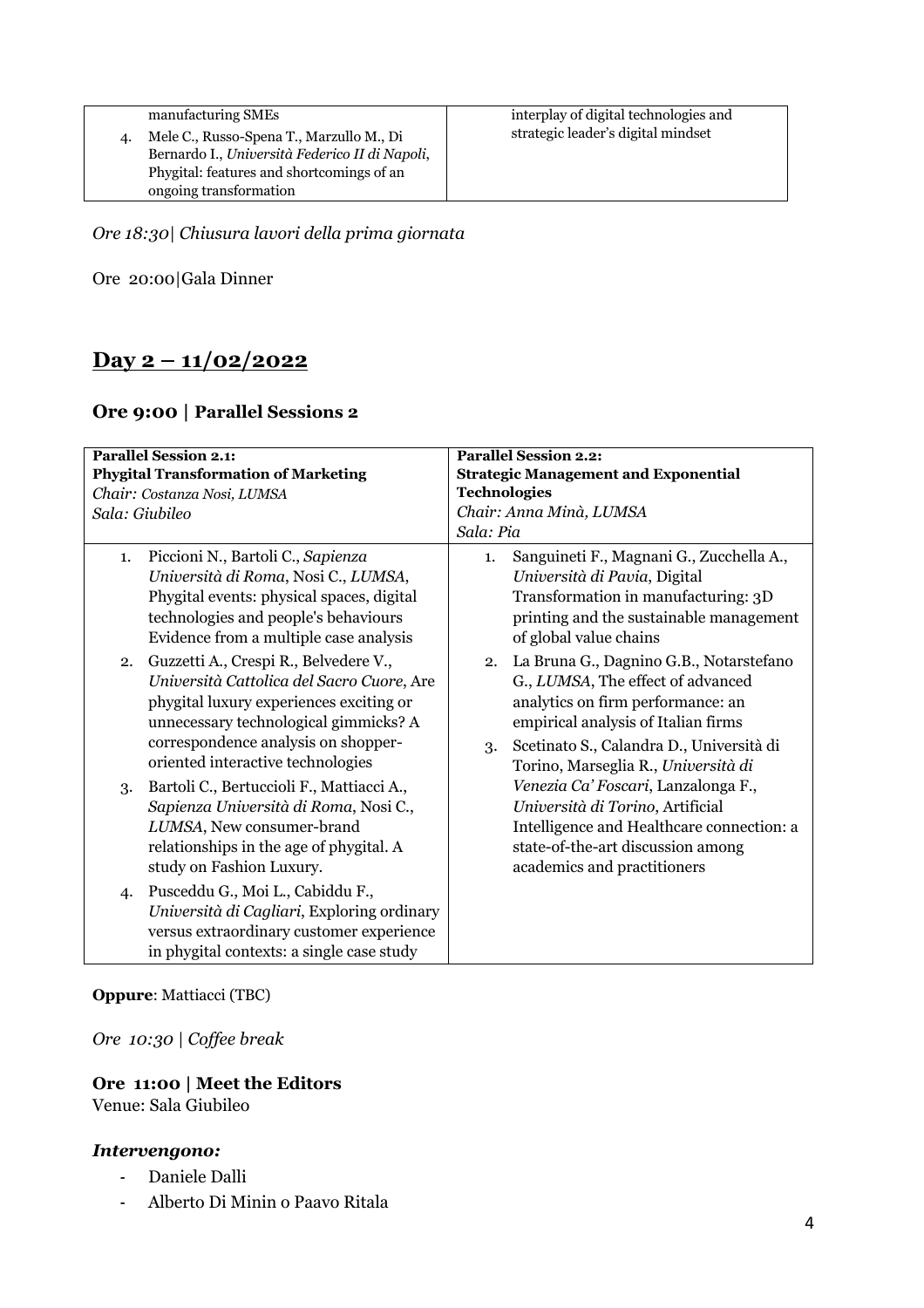| manufacturing SMEs<br>4. Mele C., Russo-Spena T., Marzullo M., Di Bernardo I., *Università Federico II di Napoli*, Phygital: features and shortcomings of an ongoing transformation | interplay of digital technologies and strategic leader's digital mindset |
|---|---|

*Ore 18:30| Chiusura lavori della prima giornata*

Ore 20:00|Gala Dinner

## Day 2 – 11/02/2022

### Ore 9:00 | Parallel Sessions 2

| **Parallel Session 2.1:**<br>**Phygital Transformation of Marketing**<br>*Chair: Costanza Nosi, LUMSA*<br>*Sala: Giubileo* | **Parallel Session 2.2:**<br>**Strategic Management and Exponential Technologies**<br>*Chair: Anna Minà, LUMSA*<br>*Sala: Pia* |
|---|---|
| 1. Piccioni N., Bartoli C., *Sapienza Università di Roma*, Nosi C., *LUMSA*, Phygital events: physical spaces, digital technologies and people's behaviours Evidence from a multiple case analysis<br>2. Guzzetti A., Crespi R., Belvedere V., *Università Cattolica del Sacro Cuore*, Are phygital luxury experiences exciting or unnecessary technological gimmicks? A correspondence analysis on shopper-oriented interactive technologies<br>3. Bartoli C., Bertuccioli F., Mattiacci A., *Sapienza Università di Roma*, Nosi C., *LUMSA*, New consumer-brand relationships in the age of phygital. A study on Fashion Luxury.<br>4. Pusceddu G., Moi L., Cabiddu F., *Università di Cagliari*, Exploring ordinary versus extraordinary customer experience in phygital contexts: a single case study | 1. Sanguineti F., Magnani G., Zucchella A., *Università di Pavia*, Digital Transformation in manufacturing: 3D printing and the sustainable management of global value chains<br>2. La Bruna G., Dagnino G.B., Notarstefano G., *LUMSA*, The effect of advanced analytics on firm performance: an empirical analysis of Italian firms<br>3. Scetinato S., Calandra D., Università di Torino, Marseglia R., *Università di Venezia Ca' Foscari*, Lanzalonga F., *Università di Torino*, Artificial Intelligence and Healthcare connection: a state-of-the-art discussion among academics and practitioners |

**Oppure**: Mattiacci (TBC)

*Ore 10:30 | Coffee break*

**Ore 11:00 | Meet the Editors**
Venue: Sala Giubileo

### *Intervengono:*

- Daniele Dalli
- Alberto Di Minin o Paavo Ritala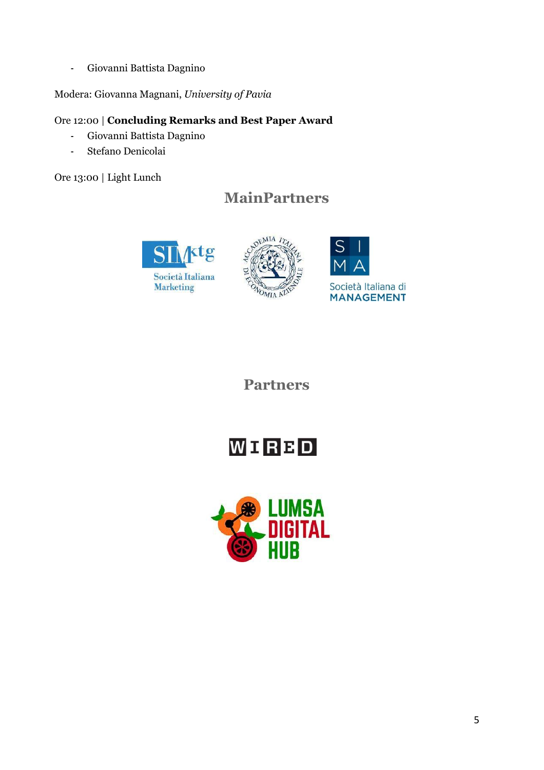- Giovanni Battista Dagnino

Modera: Giovanna Magnani, *University of Pavia*

Ore 12:00 | **Concluding Remarks and Best Paper Award**

- Giovanni Battista Dagnino
- Stefano Denicolai

Ore 13:00 | Light Lunch

## MainPartners

## Partners